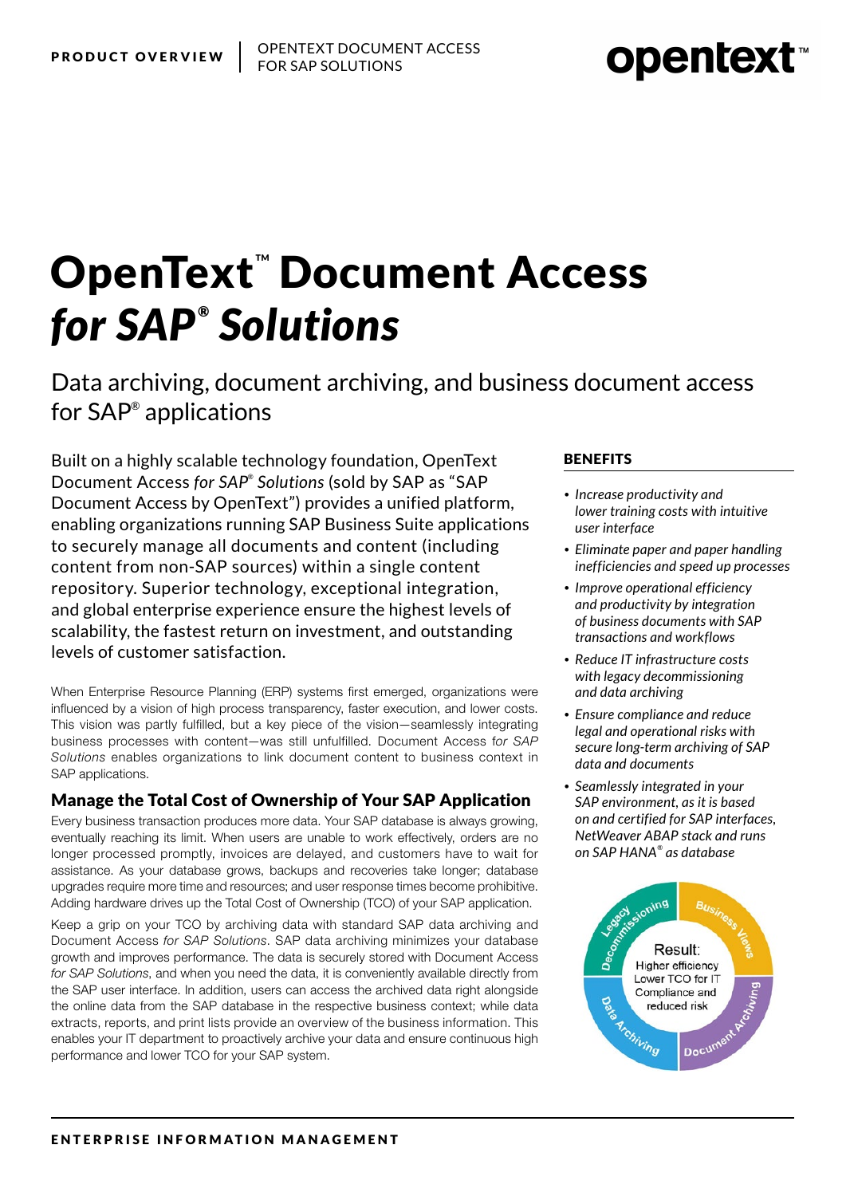# OpenText™ Document Access *for SAP® Solutions*

## Data archiving, document archiving, and business document access for SAP® applications

Built on a highly scalable technology foundation, OpenText Document Access *for SAP® Solutions* (sold by SAP as "SAP Document Access by OpenText") provides a unified platform, enabling organizations running SAP Business Suite applications to securely manage all documents and content (including content from non-SAP sources) within a single content repository. Superior technology, exceptional integration, and global enterprise experience ensure the highest levels of scalability, the fastest return on investment, and outstanding levels of customer satisfaction.

When Enterprise Resource Planning (ERP) systems first emerged, organizations were influenced by a vision of high process transparency, faster execution, and lower costs. This vision was partly fulfilled, but a key piece of the vision—seamlessly integrating business processes with content—was still unfulfilled. Document Access f*or SAP Solutions* enables organizations to link document content to business context in SAP applications.

### Manage the Total Cost of Ownership of Your SAP Application

Every business transaction produces more data. Your SAP database is always growing, eventually reaching its limit. When users are unable to work effectively, orders are no longer processed promptly, invoices are delayed, and customers have to wait for assistance. As your database grows, backups and recoveries take longer; database upgrades require more time and resources; and user response times become prohibitive. Adding hardware drives up the Total Cost of Ownership (TCO) of your SAP application.

Keep a grip on your TCO by archiving data with standard SAP data archiving and Document Access *for SAP Solutions*. SAP data archiving minimizes your database growth and improves performance. The data is securely stored with Document Access *for SAP Solutions*, and when you need the data, it is conveniently available directly from the SAP user interface. In addition, users can access the archived data right alongside the online data from the SAP database in the respective business context; while data extracts, reports, and print lists provide an overview of the business information. This enables your IT department to proactively archive your data and ensure continuous high performance and lower TCO for your SAP system.

### BENEFITS

- *Increase productivity and lower training costs with intuitive user interface*
- *Eliminate paper and paper handling inefficiencies and speed up processes*
- *Improve operational efficiency and productivity by integration of business documents with SAP transactions and workflows*
- *Reduce IT infrastructure costs with legacy decommissioning and data archiving*
- *Ensure compliance and reduce legal and operational risks with secure long-term archiving of SAP data and documents*
- *Seamlessly integrated in your SAP environment, as it is based on and certified for SAP interfaces, NetWeaver ABAP stack and runs on SAP HANA® as database*

Legacy Decommissioning · Business Views · Document Archiving · Data Archiving

Result:
Higher efficiency
Lower TCO for IT
Compliance and reduced risk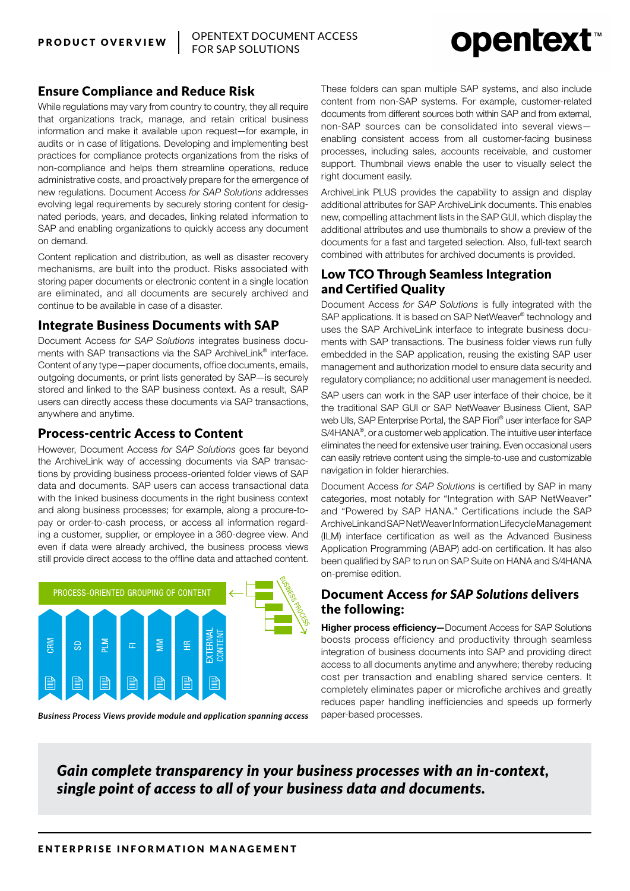## Ensure Compliance and Reduce Risk

While regulations may vary from country to country, they all require that organizations track, manage, and retain critical business information and make it available upon request—for example, in audits or in case of litigations. Developing and implementing best practices for compliance protects organizations from the risks of non-compliance and helps them streamline operations, reduce administrative costs, and proactively prepare for the emergence of new regulations. Document Access *for SAP Solutions* addresses evolving legal requirements by securely storing content for designated periods, years, and decades, linking related information to SAP and enabling organizations to quickly access any document on demand.

Content replication and distribution, as well as disaster recovery mechanisms, are built into the product. Risks associated with storing paper documents or electronic content in a single location are eliminated, and all documents are securely archived and continue to be available in case of a disaster.

## Integrate Business Documents with SAP

Document Access *for SAP Solutions* integrates business documents with SAP transactions via the SAP ArchiveLink® interface. Content of any type—paper documents, office documents, emails, outgoing documents, or print lists generated by SAP—is securely stored and linked to the SAP business context. As a result, SAP users can directly access these documents via SAP transactions, anywhere and anytime.

## Process-centric Access to Content

However, Document Access *for SAP Solutions* goes far beyond the ArchiveLink way of accessing documents via SAP transactions by providing business process-oriented folder views of SAP data and documents. SAP users can access transactional data with the linked business documents in the right business context and along business processes; for example, along a procure-to-pay or order-to-cash process, or access all information regarding a customer, supplier, or employee in a 360-degree view. And even if data were already archived, the business process views still provide direct access to the offline data and attached content.

PROCESS-ORIENTED GROUPING OF CONTENT

CRM | SD | PLM | FI | MM | HR | EXTERNAL CONTENT

BUSINESS PROCESS

***Business Process Views provide module and application spanning access***

These folders can span multiple SAP systems, and also include content from non-SAP systems. For example, customer-related documents from different sources both within SAP and from external, non-SAP sources can be consolidated into several views—enabling consistent access from all customer-facing business processes, including sales, accounts receivable, and customer support. Thumbnail views enable the user to visually select the right document easily.

ArchiveLink PLUS provides the capability to assign and display additional attributes for SAP ArchiveLink documents. This enables new, compelling attachment lists in the SAP GUI, which display the additional attributes and use thumbnails to show a preview of the documents for a fast and targeted selection. Also, full-text search combined with attributes for archived documents is provided.

## Low TCO Through Seamless Integration and Certified Quality

Document Access *for SAP Solutions* is fully integrated with the SAP applications. It is based on SAP NetWeaver® technology and uses the SAP ArchiveLink interface to integrate business documents with SAP transactions. The business folder views run fully embedded in the SAP application, reusing the existing SAP user management and authorization model to ensure data security and regulatory compliance; no additional user management is needed.

SAP users can work in the SAP user interface of their choice, be it the traditional SAP GUI or SAP NetWeaver Business Client, SAP web UIs, SAP Enterprise Portal, the SAP Fiori® user interface for SAP S/4HANA®, or a customer web application. The intuitive user interface eliminates the need for extensive user training. Even occasional users can easily retrieve content using the simple-to-use and customizable navigation in folder hierarchies.

Document Access *for SAP Solutions* is certified by SAP in many categories, most notably for "Integration with SAP NetWeaver" and "Powered by SAP HANA." Certifications include the SAP ArchiveLink and SAP NetWeaver Information Lifecycle Management (ILM) interface certification as well as the Advanced Business Application Programming (ABAP) add-on certification. It has also been qualified by SAP to run on SAP Suite on HANA and S/4HANA on-premise edition.

## Document Access *for SAP Solutions* delivers the following:

**Higher process efficiency—**Document Access for SAP Solutions boosts process efficiency and productivity through seamless integration of business documents into SAP and providing direct access to all documents anytime and anywhere; thereby reducing cost per transaction and enabling shared service centers. It completely eliminates paper or microfiche archives and greatly reduces paper handling inefficiencies and speeds up formerly paper-based processes.

***Gain complete transparency in your business processes with an in-context, single point of access to all of your business data and documents.***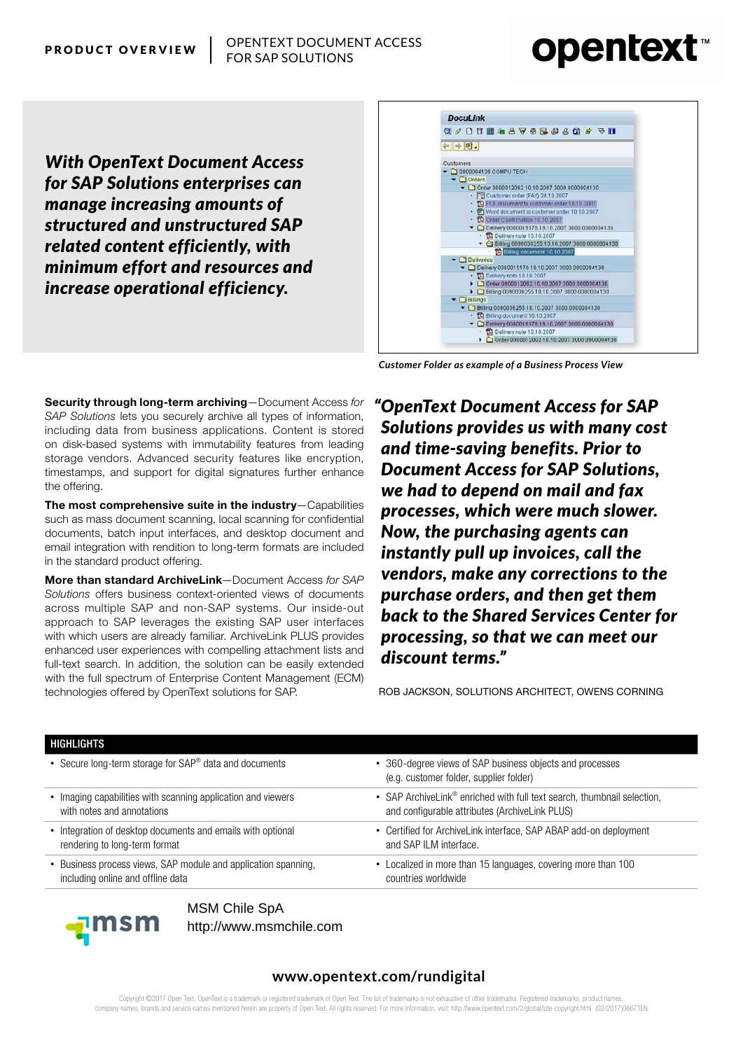*With OpenText Document Access for SAP Solutions enterprises can manage increasing amounts of structured and unstructured SAP related content efficiently, with minimum effort and resources and increase operational efficiency.*

*Customer Folder as example of a Business Process View*

**Security through long-term archiving**—Document Access *for SAP Solutions* lets you securely archive all types of information, including data from business applications. Content is stored on disk-based systems with immutability features from leading storage vendors. Advanced security features like encryption, timestamps, and support for digital signatures further enhance the offering.

**The most comprehensive suite in the industry**—Capabilities such as mass document scanning, local scanning for confidential documents, batch input interfaces, and desktop document and email integration with rendition to long-term formats are included in the standard product offering.

**More than standard ArchiveLink**—Document Access *for SAP Solutions* offers business context-oriented views of documents across multiple SAP and non-SAP systems. Our inside-out approach to SAP leverages the existing SAP user interfaces with which users are already familiar. ArchiveLink PLUS provides enhanced user experiences with compelling attachment lists and full-text search. In addition, the solution can be easily extended with the full spectrum of Enterprise Content Management (ECM) technologies offered by OpenText solutions for SAP.

***"OpenText Document Access for SAP Solutions provides us with many cost and time-saving benefits. Prior to Document Access for SAP Solutions, we had to depend on mail and fax processes, which were much slower. Now, the purchasing agents can instantly pull up invoices, call the vendors, make any corrections to the purchase orders, and then get them back to the Shared Services Center for processing, so that we can meet our discount terms."***

ROB JACKSON, SOLUTIONS ARCHITECT, OWENS CORNING

## HIGHLIGHTS

| | |
|---|---|
| • Secure long-term storage for SAP® data and documents | • 360-degree views of SAP business objects and processes (e.g. customer folder, supplier folder) |
| • Imaging capabilities with scanning application and viewers with notes and annotations | • SAP ArchiveLink® enriched with full text search, thumbnail selection, and configurable attributes (ArchiveLink PLUS) |
| • Integration of desktop documents and emails with optional rendering to long-term format | • Certified for ArchiveLink interface, SAP ABAP add-on deployment and SAP ILM interface. |
| • Business process views, SAP module and application spanning, including online and offline data | • Localized in more than 15 languages, covering more than 100 countries worldwide |

MSM Chile SpA
http://www.msmchile.com

**www.opentext.com/rundigital**

Copyright ©2017 Open Text. OpenText is a trademark or registered trademark of Open Text. The list of trademarks is not exhaustive of other trademarks. Registered trademarks, product names, company names, brands and service names mentioned herein are property of Open Text. All rights reserved. For more information, visit: http://www.opentext.com/2/global/site-copyright.html (02/2017)06671EN